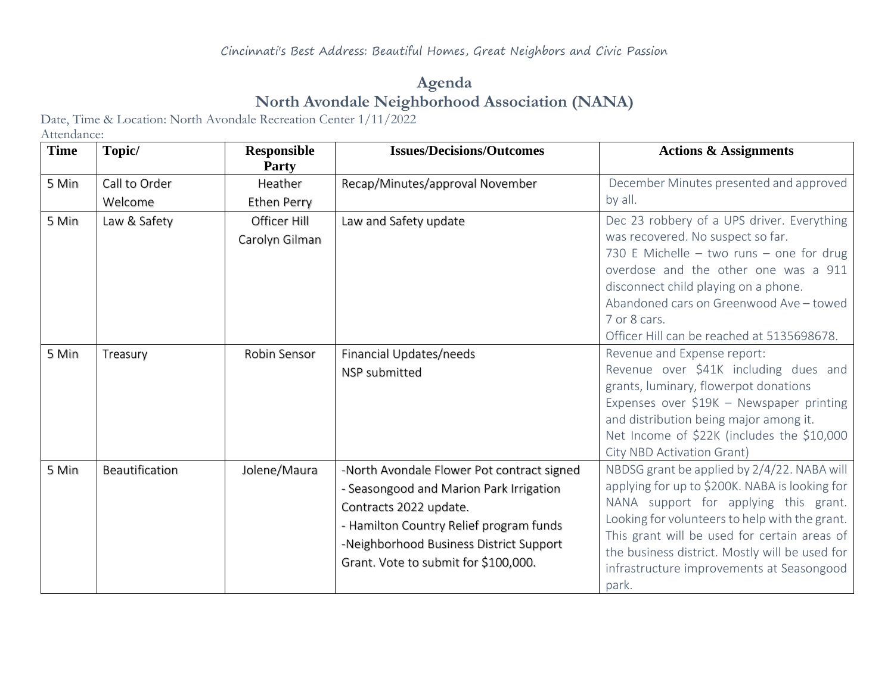Cincinnati's Best Address: Beautiful Homes, Great Neighbors and Civic Passion

# Agenda
## North Avondale Neighborhood Association (NANA)

Date, Time & Location: North Avondale Recreation Center 1/11/2022
Attendance:

| Time | Topic/ | Responsible Party | Issues/Decisions/Outcomes | Actions & Assignments |
|---|---|---|---|---|
| 5 Min | Call to Order<br>Welcome | Heather<br>Ethen Perry | Recap/Minutes/approval November | December Minutes presented and approved by all. |
| 5 Min | Law & Safety | Officer Hill<br>Carolyn Gilman | Law and Safety update | Dec 23 robbery of a UPS driver. Everything was recovered. No suspect so far.<br>730 E Michelle – two runs – one for drug overdose and the other one was a 911 disconnect child playing on a phone.<br>Abandoned cars on Greenwood Ave – towed 7 or 8 cars.<br>Officer Hill can be reached at 5135698678. |
| 5 Min | Treasury | Robin Sensor | Financial Updates/needs<br>NSP submitted | Revenue and Expense report:<br>Revenue over $41K including dues and grants, luminary, flowerpot donations<br>Expenses over $19K – Newspaper printing and distribution being major among it.<br>Net Income of $22K (includes the $10,000 City NBD Activation Grant) |
| 5 Min | Beautification | Jolene/Maura | -North Avondale Flower Pot contract signed<br>- Seasongood and Marion Park Irrigation Contracts 2022 update.<br>- Hamilton Country Relief program funds<br>-Neighborhood Business District Support Grant. Vote to submit for $100,000. | NBDSG grant be applied by 2/4/22. NABA will applying for up to $200K. NABA is looking for NANA support for applying this grant. Looking for volunteers to help with the grant. This grant will be used for certain areas of the business district. Mostly will be used for infrastructure improvements at Seasongood park. |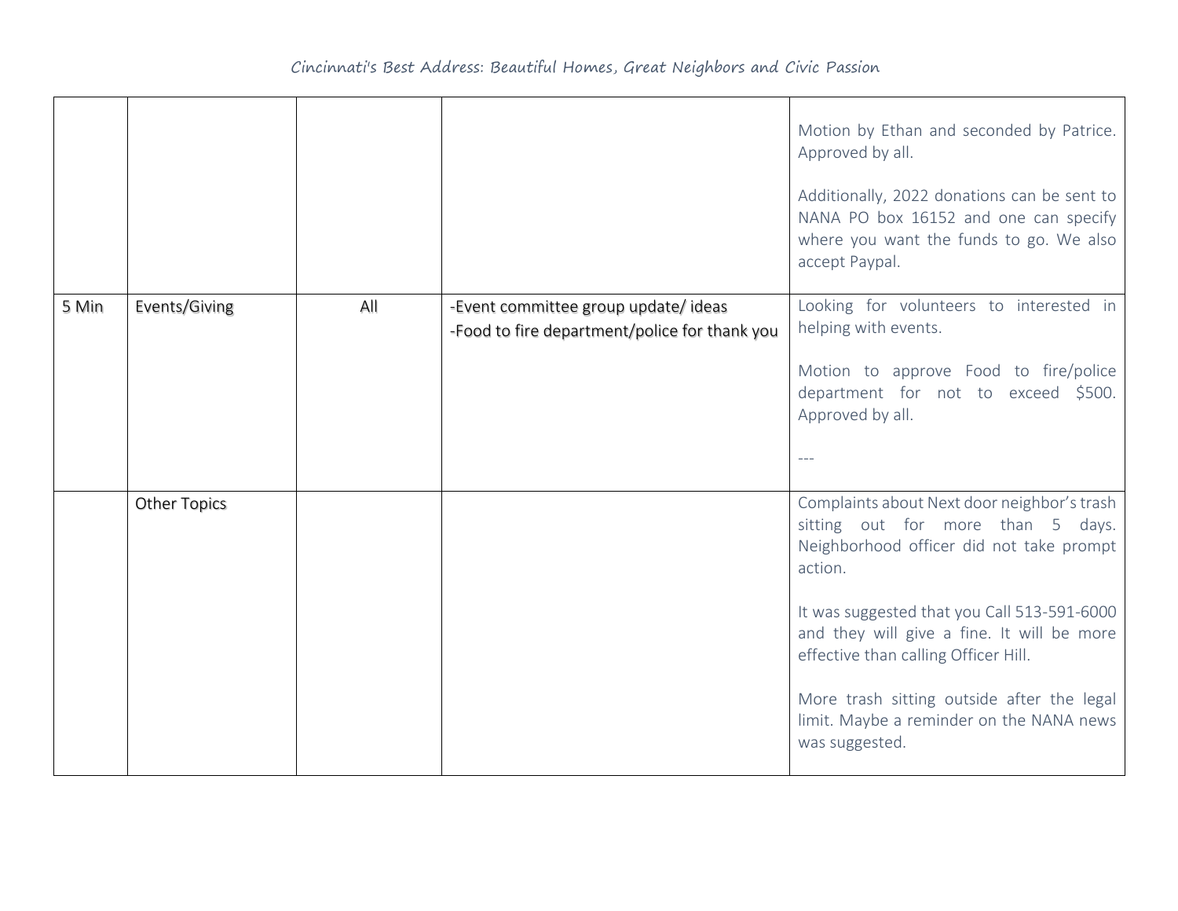| | | | | |
|---|---|---|---|---|
| | | | | Motion by Ethan and seconded by Patrice. Approved by all.<br><br>Additionally, 2022 donations can be sent to NANA PO box 16152 and one can specify where you want the funds to go. We also accept Paypal. |
| 5 Min | Events/Giving | All | -Event committee group update/ ideas<br>-Food to fire department/police for thank you | Looking for volunteers to interested in helping with events.<br><br>Motion to approve Food to fire/police department for not to exceed $500. Approved by all.<br><br>--- |
| | Other Topics | | | Complaints about Next door neighbor's trash sitting out for more than 5 days. Neighborhood officer did not take prompt action.<br><br>It was suggested that you Call 513-591-6000 and they will give a fine. It will be more effective than calling Officer Hill.<br><br>More trash sitting outside after the legal limit. Maybe a reminder on the NANA news was suggested. |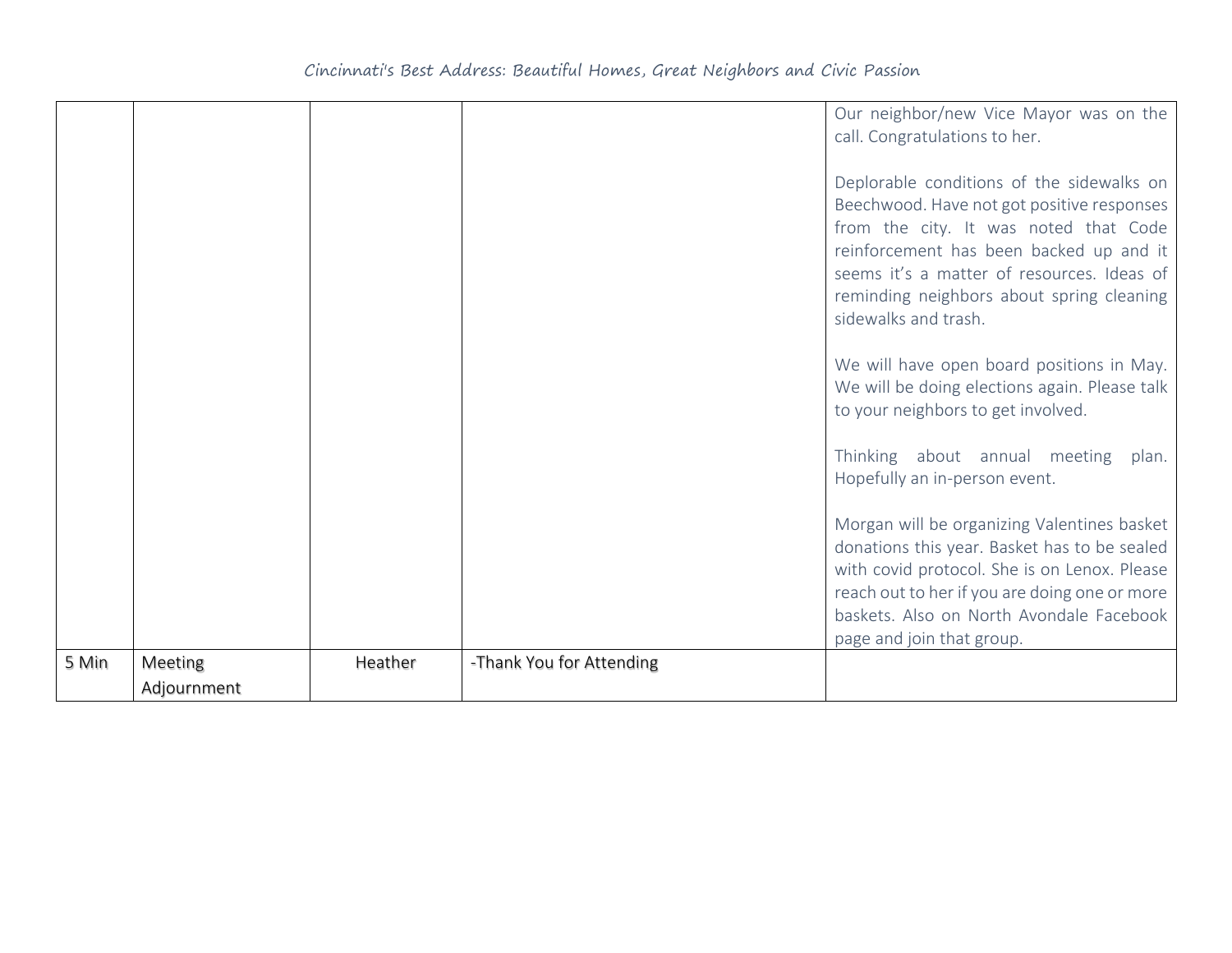| | | | | |
|---|---|---|---|---|
| | | | | Our neighbor/new Vice Mayor was on the call. Congratulations to her.<br><br>Deplorable conditions of the sidewalks on Beechwood. Have not got positive responses from the city. It was noted that Code reinforcement has been backed up and it seems it's a matter of resources. Ideas of reminding neighbors about spring cleaning sidewalks and trash.<br><br>We will have open board positions in May. We will be doing elections again. Please talk to your neighbors to get involved.<br><br>Thinking about annual meeting plan. Hopefully an in-person event.<br><br>Morgan will be organizing Valentines basket donations this year. Basket has to be sealed with covid protocol. She is on Lenox. Please reach out to her if you are doing one or more baskets. Also on North Avondale Facebook page and join that group. |
| 5 Min | Meeting Adjournment | Heather | -Thank You for Attending | |